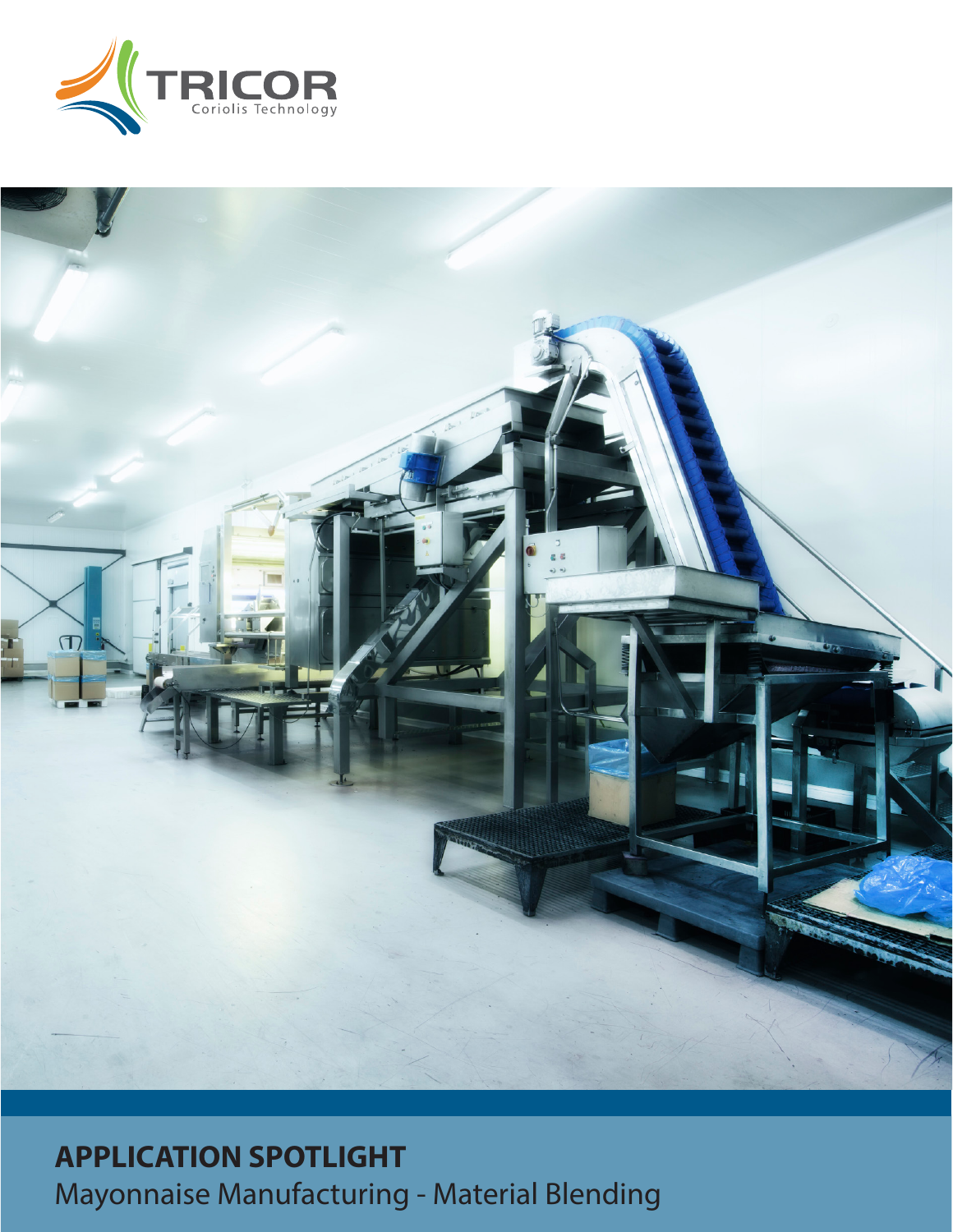TRICOR

Coriolis Technology

**APPLICATION SPOTLIGHT**

Mayonnaise Manufacturing - Material Blending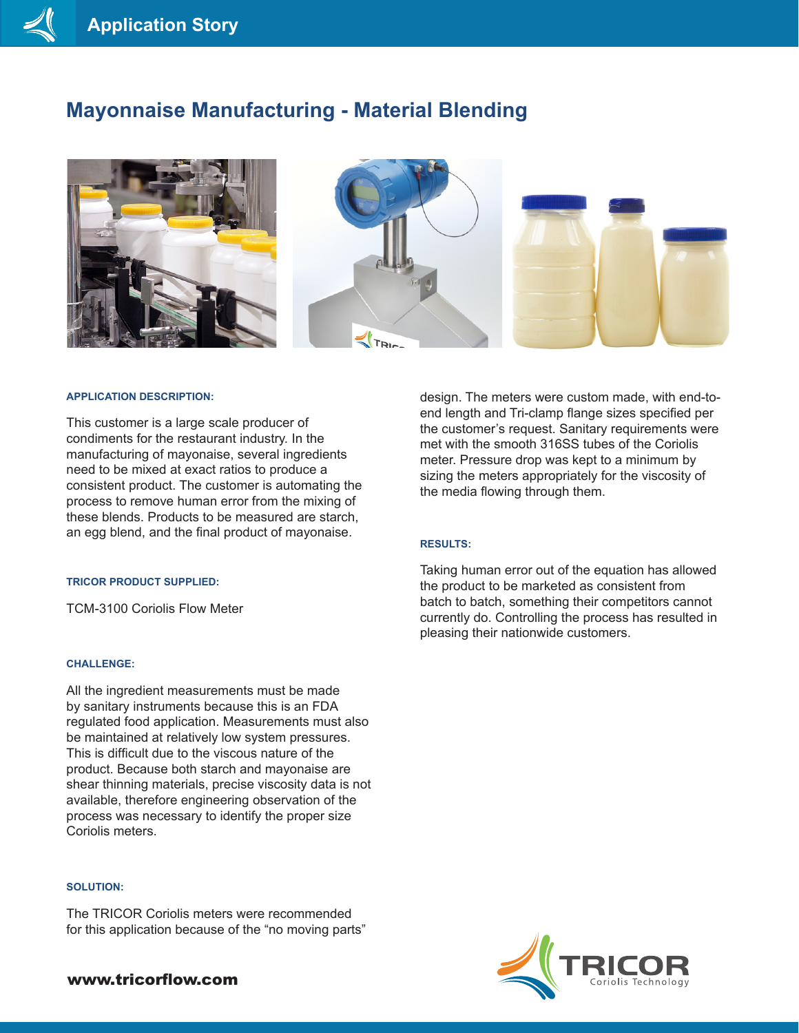# Mayonnaise Manufacturing - Material Blending

#### APPLICATION DESCRIPTION:

This customer is a large scale producer of condiments for the restaurant industry. In the manufacturing of mayonaise, several ingredients need to be mixed at exact ratios to produce a consistent product. The customer is automating the process to remove human error from the mixing of these blends. Products to be measured are starch, an egg blend, and the final product of mayonaise.

#### TRICOR PRODUCT SUPPLIED:

TCM-3100 Coriolis Flow Meter

#### CHALLENGE:

All the ingredient measurements must be made by sanitary instruments because this is an FDA regulated food application. Measurements must also be maintained at relatively low system pressures. This is difficult due to the viscous nature of the product. Because both starch and mayonaise are shear thinning materials, precise viscosity data is not available, therefore engineering observation of the process was necessary to identify the proper size Coriolis meters.

#### SOLUTION:

The TRICOR Coriolis meters were recommended for this application because of the "no moving parts" design. The meters were custom made, with end-to-end length and Tri-clamp flange sizes specified per the customer's request. Sanitary requirements were met with the smooth 316SS tubes of the Coriolis meter. Pressure drop was kept to a minimum by sizing the meters appropriately for the viscosity of the media flowing through them.

#### RESULTS:

Taking human error out of the equation has allowed the product to be marketed as consistent from batch to batch, something their competitors cannot currently do. Controlling the process has resulted in pleasing their nationwide customers.

www.tricorflow.com

TRICOR Coriolis Technology